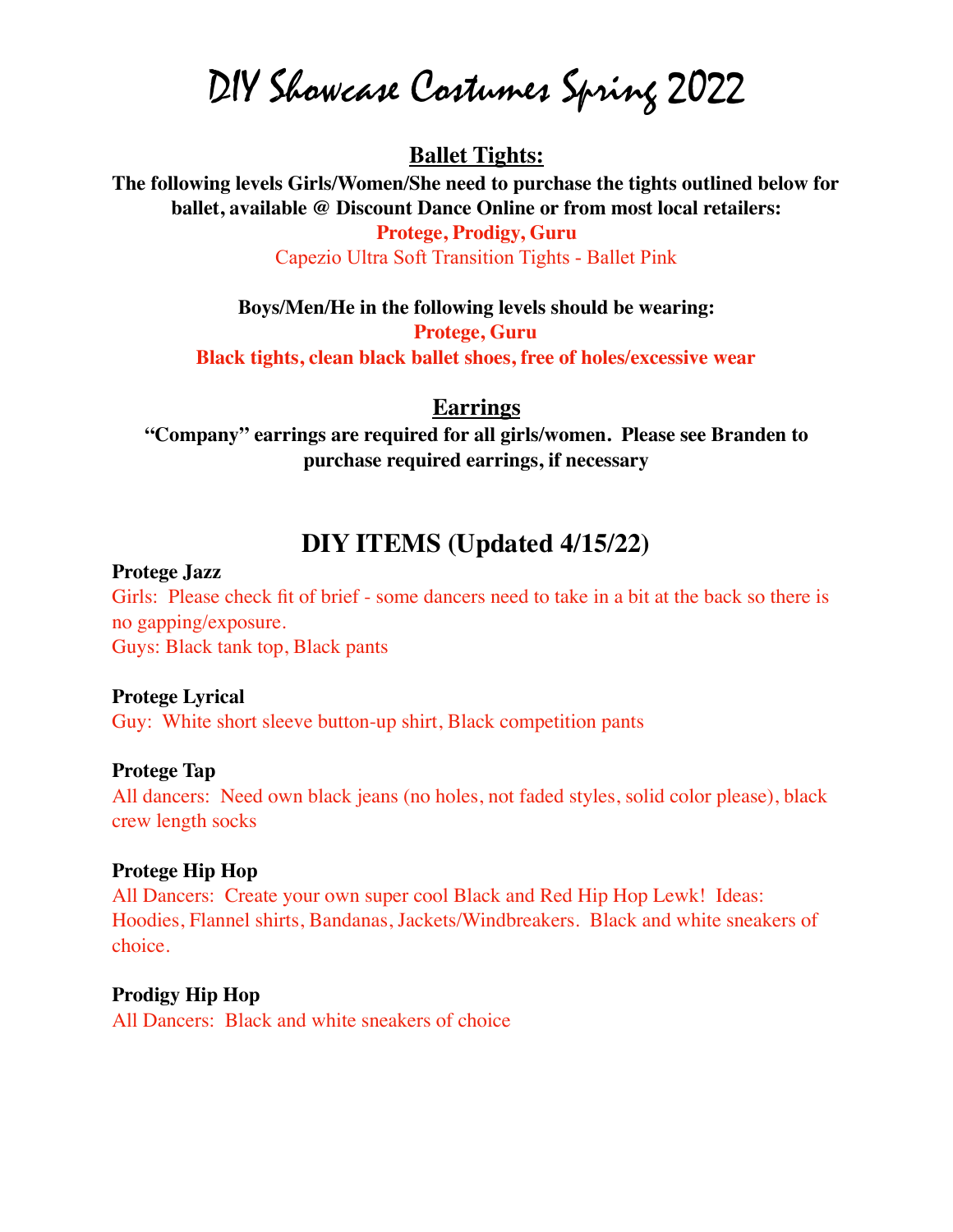# DIY Showcase Costumes Spring 2022

## Ballet Tights:

**The following levels Girls/Women/She need to purchase the tights outlined below for ballet, available @ Discount Dance Online or from most local retailers:**

**Protege, Prodigy, Guru**

Capezio Ultra Soft Transition Tights - Ballet Pink

**Boys/Men/He in the following levels should be wearing:**

**Protege, Guru**

**Black tights, clean black ballet shoes, free of holes/excessive wear**

## Earrings

**"Company" earrings are required for all girls/women. Please see Branden to purchase required earrings, if necessary**

## DIY ITEMS (Updated 4/15/22)

**Protege Jazz**

Girls: Please check fit of brief - some dancers need to take in a bit at the back so there is no gapping/exposure.

Guys: Black tank top, Black pants

**Protege Lyrical**

Guy: White short sleeve button-up shirt, Black competition pants

**Protege Tap**

All dancers: Need own black jeans (no holes, not faded styles, solid color please), black crew length socks

**Protege Hip Hop**

All Dancers: Create your own super cool Black and Red Hip Hop Lewk! Ideas: Hoodies, Flannel shirts, Bandanas, Jackets/Windbreakers. Black and white sneakers of choice.

**Prodigy Hip Hop**

All Dancers: Black and white sneakers of choice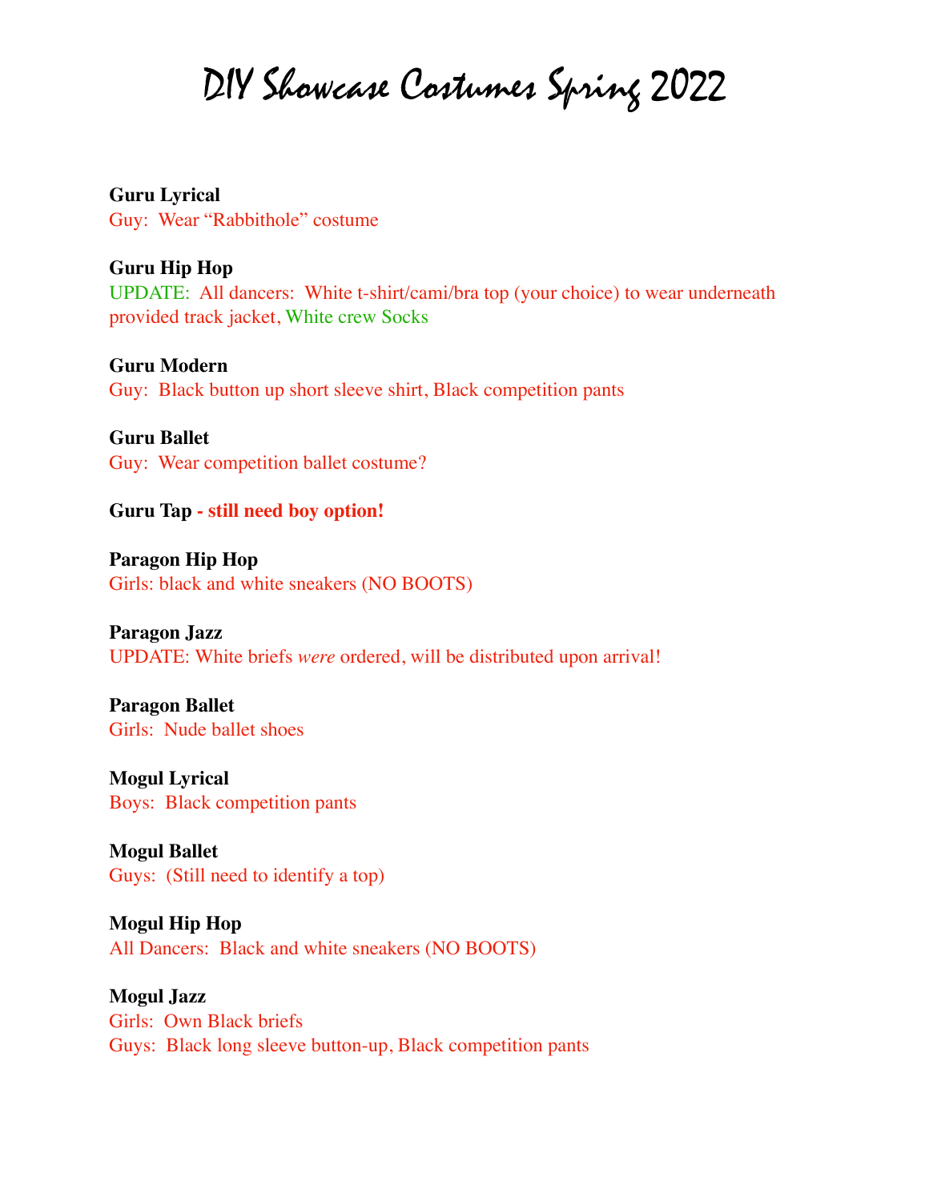# DIY Showcase Costumes Spring 2022

**Guru Lyrical**
Guy: Wear "Rabbithole" costume

**Guru Hip Hop**
UPDATE: All dancers: White t-shirt/cami/bra top (your choice) to wear underneath provided track jacket, White crew Socks

**Guru Modern**
Guy: Black button up short sleeve shirt, Black competition pants

**Guru Ballet**
Guy: Wear competition ballet costume?

**Guru Tap - still need boy option!**

**Paragon Hip Hop**
Girls: black and white sneakers (NO BOOTS)

**Paragon Jazz**
UPDATE: White briefs *were* ordered, will be distributed upon arrival!

**Paragon Ballet**
Girls: Nude ballet shoes

**Mogul Lyrical**
Boys: Black competition pants

**Mogul Ballet**
Guys: (Still need to identify a top)

**Mogul Hip Hop**
All Dancers: Black and white sneakers (NO BOOTS)

**Mogul Jazz**
Girls: Own Black briefs
Guys: Black long sleeve button-up, Black competition pants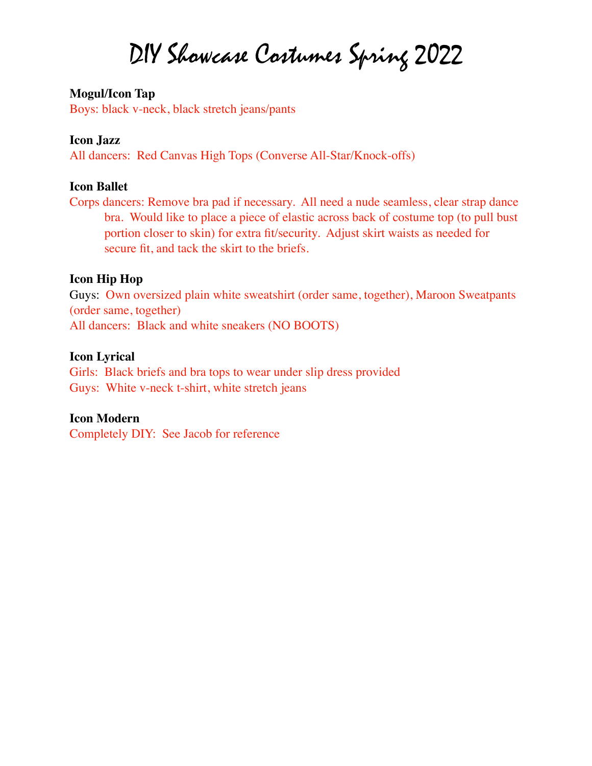# DIY Showcase Costumes Spring 2022

**Mogul/Icon Tap**
Boys: black v-neck, black stretch jeans/pants

**Icon Jazz**
All dancers: Red Canvas High Tops (Converse All-Star/Knock-offs)

**Icon Ballet**
Corps dancers: Remove bra pad if necessary. All need a nude seamless, clear strap dance bra. Would like to place a piece of elastic across back of costume top (to pull bust portion closer to skin) for extra fit/security. Adjust skirt waists as needed for secure fit, and tack the skirt to the briefs.

**Icon Hip Hop**
Guys: Own oversized plain white sweatshirt (order same, together), Maroon Sweatpants (order same, together)
All dancers: Black and white sneakers (NO BOOTS)

**Icon Lyrical**
Girls: Black briefs and bra tops to wear under slip dress provided
Guys: White v-neck t-shirt, white stretch jeans

**Icon Modern**
Completely DIY: See Jacob for reference